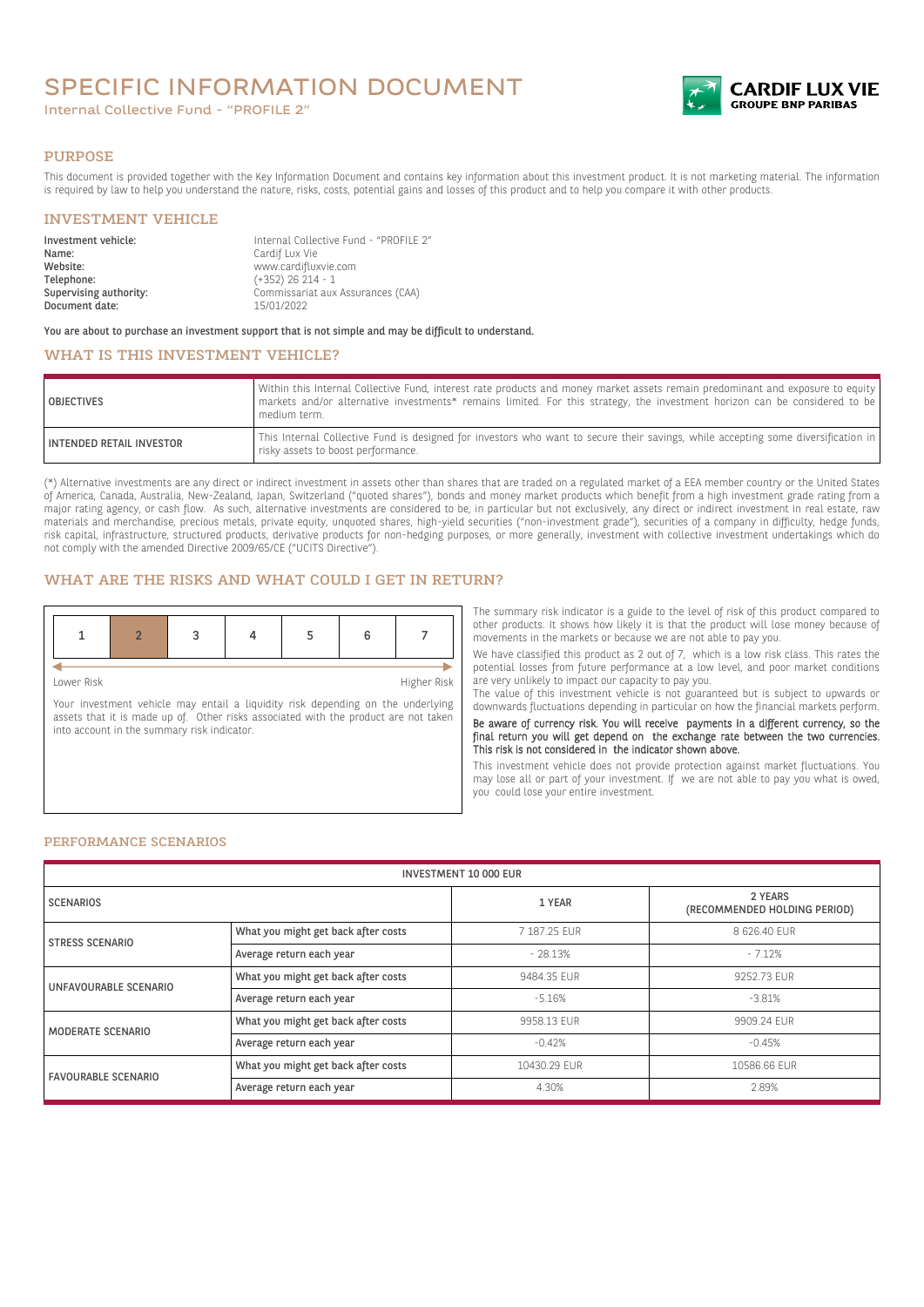# SPECIFIC INFORMATION DOCUMENT

Internal Collective Fund - "PROFILE 2"

CARDIF LUX VIE
GROUPE BNP PARIBAS

## PURPOSE

This document is provided together with the Key Information Document and contains key information about this investment product. It is not marketing material. The information is required by law to help you understand the nature, risks, costs, potential gains and losses of this product and to help you compare it with other products.

## INVESTMENT VEHICLE

**Investment vehicle:** Internal Collective Fund - "PROFILE 2"
**Name:** Cardif Lux Vie
**Website:** www.cardifluxvie.com
**Telephone:** (+352) 26 214 - 1
**Supervising authority:** Commissariat aux Assurances (CAA)
**Document date:** 15/01/2022

**You are about to purchase an investment support that is not simple and may be difficult to understand.**

## WHAT IS THIS INVESTMENT VEHICLE?

| | |
|---|---|
| OBJECTIVES | Within this Internal Collective Fund, interest rate products and money market assets remain predominant and exposure to equity markets and/or alternative investments* remains limited. For this strategy, the investment horizon can be considered to be medium term. |
| INTENDED RETAIL INVESTOR | This Internal Collective Fund is designed for investors who want to secure their savings, while accepting some diversification in risky assets to boost performance. |

(*) Alternative investments are any direct or indirect investment in assets other than shares that are traded on a regulated market of a EEA member country or the United States of America, Canada, Australia, New-Zealand, Japan, Switzerland ("quoted shares"), bonds and money market products which benefit from a high investment grade rating from a major rating agency, or cash flow. As such, alternative investments are considered to be, in particular but not exclusively, any direct or indirect investment in real estate, raw materials and merchandise, precious metals, private equity, unquoted shares, high-yield securities ("non-investment grade"), securities of a company in difficulty, hedge funds, risk capital, infrastructure, structured products, derivative products for non-hedging purposes, or more generally, investment with collective investment undertakings which do not comply with the amended Directive 2009/65/CE ("UCITS Directive").

## WHAT ARE THE RISKS AND WHAT COULD I GET IN RETURN?

| 1 | **2** | 3 | 4 | 5 | 6 | 7 |
|---|---|---|---|---|---|---|

Lower Risk — Higher Risk

Your investment vehicle may entail a liquidity risk depending on the underlying assets that it is made up of. Other risks associated with the product are not taken into account in the summary risk indicator.

The summary risk indicator is a guide to the level of risk of this product compared to other products. It shows how likely it is that the product will lose money because of movements in the markets or because we are not able to pay you.

We have classified this product as 2 out of 7, which is a low risk class. This rates the potential losses from future performance at a low level, and poor market conditions are very unlikely to impact our capacity to pay you.

The value of this investment vehicle is not guaranteed but is subject to upwards or downwards fluctuations depending in particular on how the financial markets perform.

**Be aware of currency risk. You will receive payments in a different currency, so the final return you will get depend on the exchange rate between the two currencies. This risk is not considered in the indicator shown above.**

This investment vehicle does not provide protection against market fluctuations. You may lose all or part of your investment. If we are not able to pay you what is owed, you could lose your entire investment.

### PERFORMANCE SCENARIOS

| INVESTMENT 10 000 EUR | | | |
|---|---|---|---|
| SCENARIOS | | 1 YEAR | 2 YEARS (RECOMMENDED HOLDING PERIOD) |
| STRESS SCENARIO | What you might get back after costs | 7 187.25 EUR | 8 626.40 EUR |
| | Average return each year | - 28.13% | - 7.12% |
| UNFAVOURABLE SCENARIO | What you might get back after costs | 9484.35 EUR | 9252.73 EUR |
| | Average return each year | -5.16% | -3.81% |
| MODERATE SCENARIO | What you might get back after costs | 9958.13 EUR | 9909.24 EUR |
| | Average return each year | -0.42% | -0.45% |
| FAVOURABLE SCENARIO | What you might get back after costs | 10430.29 EUR | 10586.66 EUR |
| | Average return each year | 4.30% | 2.89% |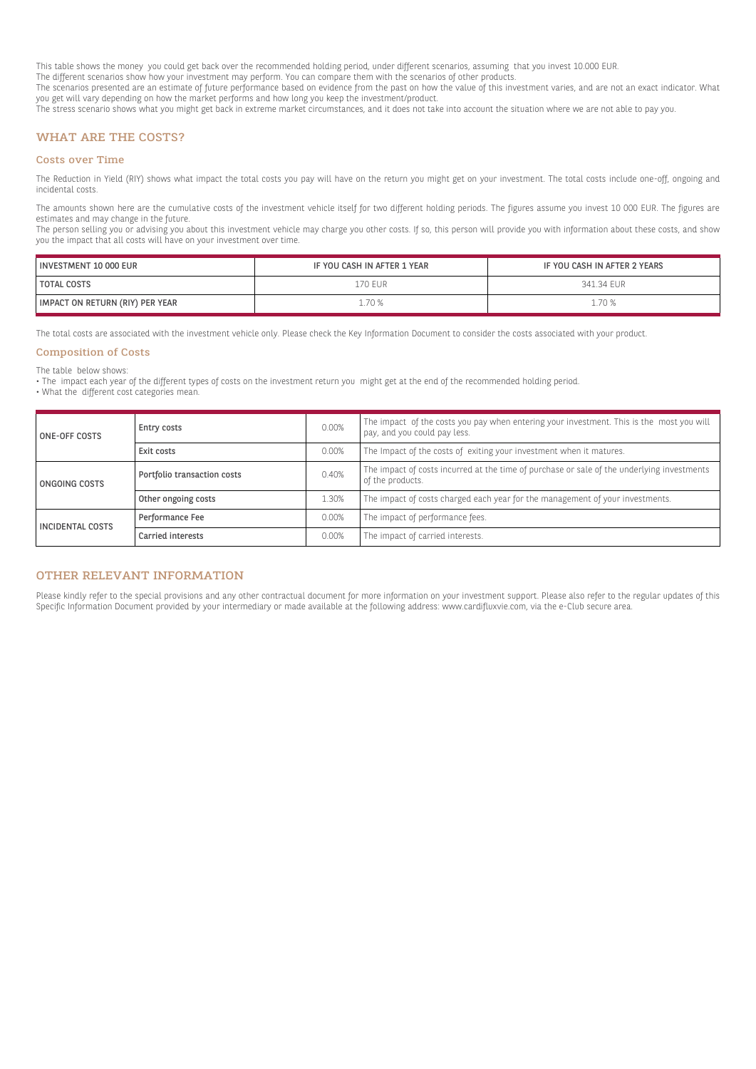This table shows the money you could get back over the recommended holding period, under different scenarios, assuming that you invest 10.000 EUR.
The different scenarios show how your investment may perform. You can compare them with the scenarios of other products.
The scenarios presented are an estimate of future performance based on evidence from the past on how the value of this investment varies, and are not an exact indicator. What you get will vary depending on how the market performs and how long you keep the investment/product.
The stress scenario shows what you might get back in extreme market circumstances, and it does not take into account the situation where we are not able to pay you.

## WHAT ARE THE COSTS?

### Costs over Time

The Reduction in Yield (RIY) shows what impact the total costs you pay will have on the return you might get on your investment. The total costs include one-off, ongoing and incidental costs.

The amounts shown here are the cumulative costs of the investment vehicle itself for two different holding periods. The figures assume you invest 10 000 EUR. The figures are estimates and may change in the future.
The person selling you or advising you about this investment vehicle may charge you other costs. If so, this person will provide you with information about these costs, and show you the impact that all costs will have on your investment over time.

| INVESTMENT 10 000 EUR | IF YOU CASH IN AFTER 1 YEAR | IF YOU CASH IN AFTER 2 YEARS |
|---|---|---|
| TOTAL COSTS | 170 EUR | 341.34 EUR |
| IMPACT ON RETURN (RIY) PER YEAR | 1.70 % | 1.70 % |

The total costs are associated with the investment vehicle only. Please check the Key Information Document to consider the costs associated with your product.

### Composition of Costs

The table below shows:
- The impact each year of the different types of costs on the investment return you might get at the end of the recommended holding period.
- What the different cost categories mean.

| | | | |
|---|---|---|---|
| ONE-OFF COSTS | Entry costs | 0.00% | The impact of the costs you pay when entering your investment. This is the most you will pay, and you could pay less. |
| | Exit costs | 0.00% | The Impact of the costs of exiting your investment when it matures. |
| ONGOING COSTS | Portfolio transaction costs | 0.40% | The impact of costs incurred at the time of purchase or sale of the underlying investments of the products. |
| | Other ongoing costs | 1.30% | The impact of costs charged each year for the management of your investments. |
| INCIDENTAL COSTS | Performance Fee | 0.00% | The impact of performance fees. |
| | Carried interests | 0.00% | The impact of carried interests. |

## OTHER RELEVANT INFORMATION

Please kindly refer to the special provisions and any other contractual document for more information on your investment support. Please also refer to the regular updates of this Specific Information Document provided by your intermediary or made available at the following address: www.cardifluxvie.com, via the e-Club secure area.